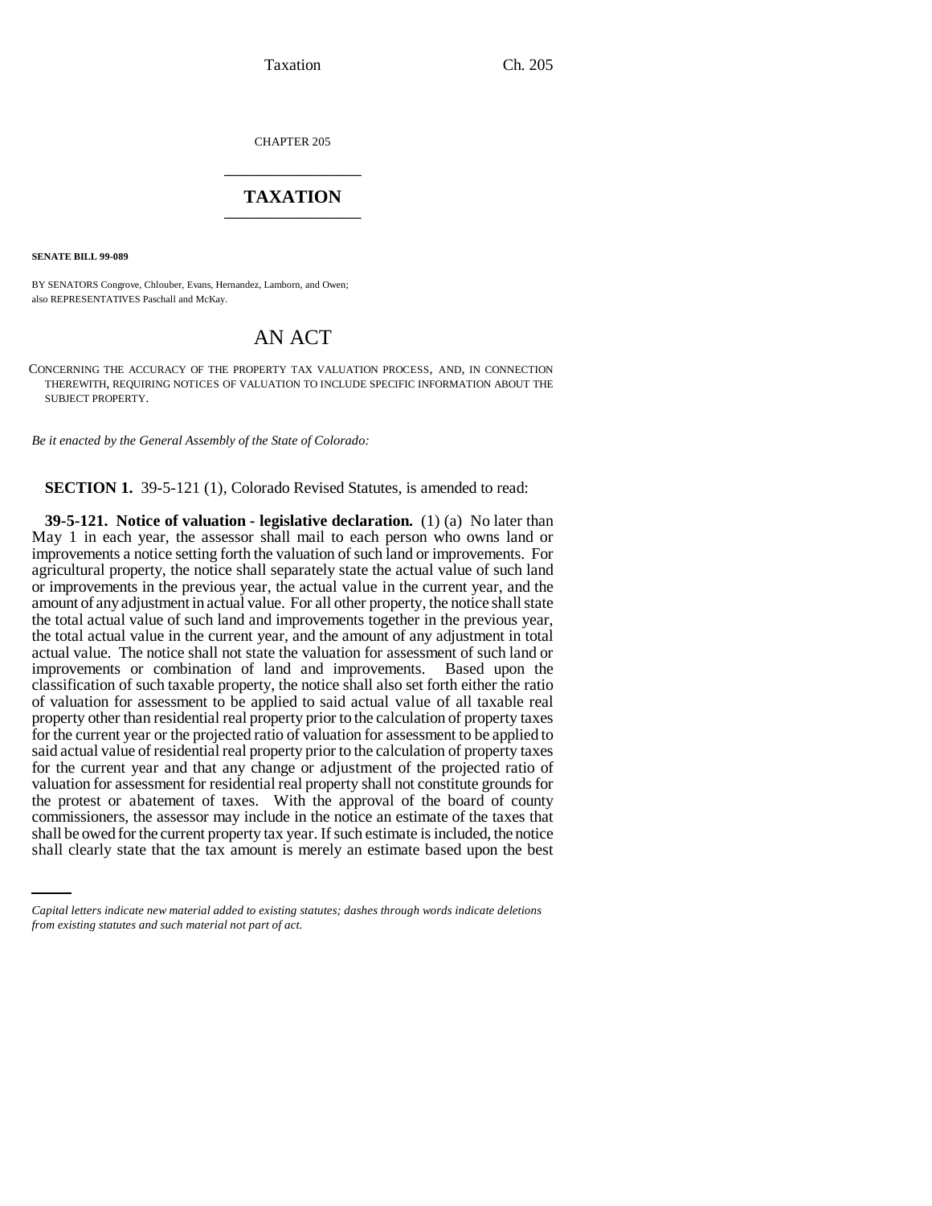CHAPTER 205

# TAXATION

**SENATE BILL 99-089**

BY SENATORS Congrove, Chlouber, Evans, Hernandez, Lamborn, and Owen;
also REPRESENTATIVES Paschall and McKay.

# AN ACT

CONCERNING THE ACCURACY OF THE PROPERTY TAX VALUATION PROCESS, AND, IN CONNECTION THEREWITH, REQUIRING NOTICES OF VALUATION TO INCLUDE SPECIFIC INFORMATION ABOUT THE SUBJECT PROPERTY.

*Be it enacted by the General Assembly of the State of Colorado:*

**SECTION 1.** 39-5-121 (1), Colorado Revised Statutes, is amended to read:

**39-5-121. Notice of valuation - legislative declaration.** (1) (a) No later than May 1 in each year, the assessor shall mail to each person who owns land or improvements a notice setting forth the valuation of such land or improvements. For agricultural property, the notice shall separately state the actual value of such land or improvements in the previous year, the actual value in the current year, and the amount of any adjustment in actual value. For all other property, the notice shall state the total actual value of such land and improvements together in the previous year, the total actual value in the current year, and the amount of any adjustment in total actual value. The notice shall not state the valuation for assessment of such land or improvements or combination of land and improvements. Based upon the classification of such taxable property, the notice shall also set forth either the ratio of valuation for assessment to be applied to said actual value of all taxable real property other than residential real property prior to the calculation of property taxes for the current year or the projected ratio of valuation for assessment to be applied to said actual value of residential real property prior to the calculation of property taxes for the current year and that any change or adjustment of the projected ratio of valuation for assessment for residential real property shall not constitute grounds for the protest or abatement of taxes. With the approval of the board of county commissioners, the assessor may include in the notice an estimate of the taxes that shall be owed for the current property tax year. If such estimate is included, the notice shall clearly state that the tax amount is merely an estimate based upon the best

*Capital letters indicate new material added to existing statutes; dashes through words indicate deletions from existing statutes and such material not part of act.*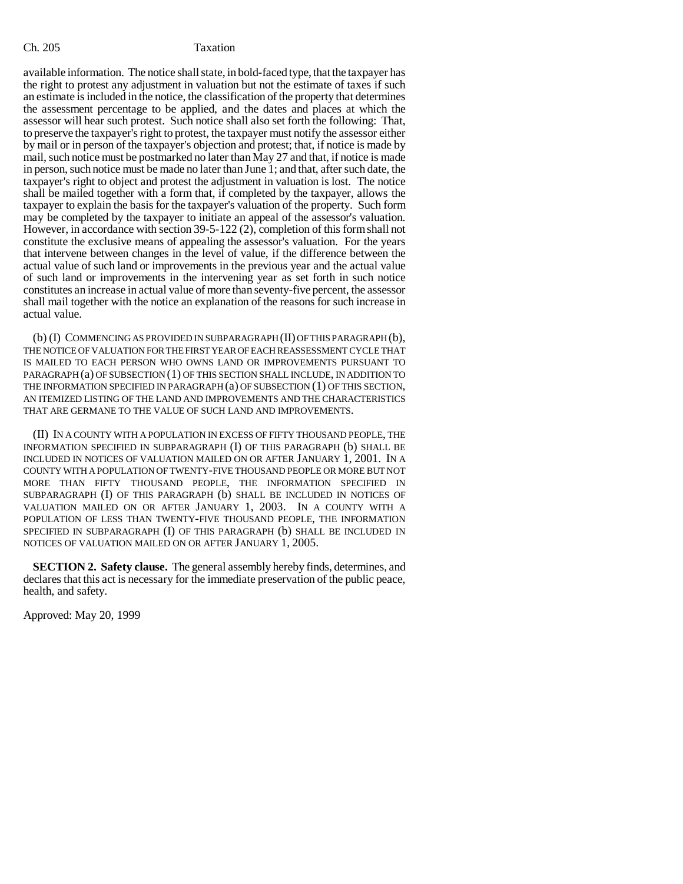available information. The notice shall state, in bold-faced type, that the taxpayer has the right to protest any adjustment in valuation but not the estimate of taxes if such an estimate is included in the notice, the classification of the property that determines the assessment percentage to be applied, and the dates and places at which the assessor will hear such protest. Such notice shall also set forth the following: That, to preserve the taxpayer's right to protest, the taxpayer must notify the assessor either by mail or in person of the taxpayer's objection and protest; that, if notice is made by mail, such notice must be postmarked no later than May 27 and that, if notice is made in person, such notice must be made no later than June 1; and that, after such date, the taxpayer's right to object and protest the adjustment in valuation is lost. The notice shall be mailed together with a form that, if completed by the taxpayer, allows the taxpayer to explain the basis for the taxpayer's valuation of the property. Such form may be completed by the taxpayer to initiate an appeal of the assessor's valuation. However, in accordance with section 39-5-122 (2), completion of this form shall not constitute the exclusive means of appealing the assessor's valuation. For the years that intervene between changes in the level of value, if the difference between the actual value of such land or improvements in the previous year and the actual value of such land or improvements in the intervening year as set forth in such notice constitutes an increase in actual value of more than seventy-five percent, the assessor shall mail together with the notice an explanation of the reasons for such increase in actual value.

(b) (I) COMMENCING AS PROVIDED IN SUBPARAGRAPH (II) OF THIS PARAGRAPH (b), THE NOTICE OF VALUATION FOR THE FIRST YEAR OF EACH REASSESSMENT CYCLE THAT IS MAILED TO EACH PERSON WHO OWNS LAND OR IMPROVEMENTS PURSUANT TO PARAGRAPH (a) OF SUBSECTION (1) OF THIS SECTION SHALL INCLUDE, IN ADDITION TO THE INFORMATION SPECIFIED IN PARAGRAPH (a) OF SUBSECTION (1) OF THIS SECTION, AN ITEMIZED LISTING OF THE LAND AND IMPROVEMENTS AND THE CHARACTERISTICS THAT ARE GERMANE TO THE VALUE OF SUCH LAND AND IMPROVEMENTS.

(II) IN A COUNTY WITH A POPULATION IN EXCESS OF FIFTY THOUSAND PEOPLE, THE INFORMATION SPECIFIED IN SUBPARAGRAPH (I) OF THIS PARAGRAPH (b) SHALL BE INCLUDED IN NOTICES OF VALUATION MAILED ON OR AFTER JANUARY 1, 2001. IN A COUNTY WITH A POPULATION OF TWENTY-FIVE THOUSAND PEOPLE OR MORE BUT NOT MORE THAN FIFTY THOUSAND PEOPLE, THE INFORMATION SPECIFIED IN SUBPARAGRAPH (I) OF THIS PARAGRAPH (b) SHALL BE INCLUDED IN NOTICES OF VALUATION MAILED ON OR AFTER JANUARY 1, 2003. IN A COUNTY WITH A POPULATION OF LESS THAN TWENTY-FIVE THOUSAND PEOPLE, THE INFORMATION SPECIFIED IN SUBPARAGRAPH (I) OF THIS PARAGRAPH (b) SHALL BE INCLUDED IN NOTICES OF VALUATION MAILED ON OR AFTER JANUARY 1, 2005.

**SECTION 2. Safety clause.** The general assembly hereby finds, determines, and declares that this act is necessary for the immediate preservation of the public peace, health, and safety.

Approved: May 20, 1999